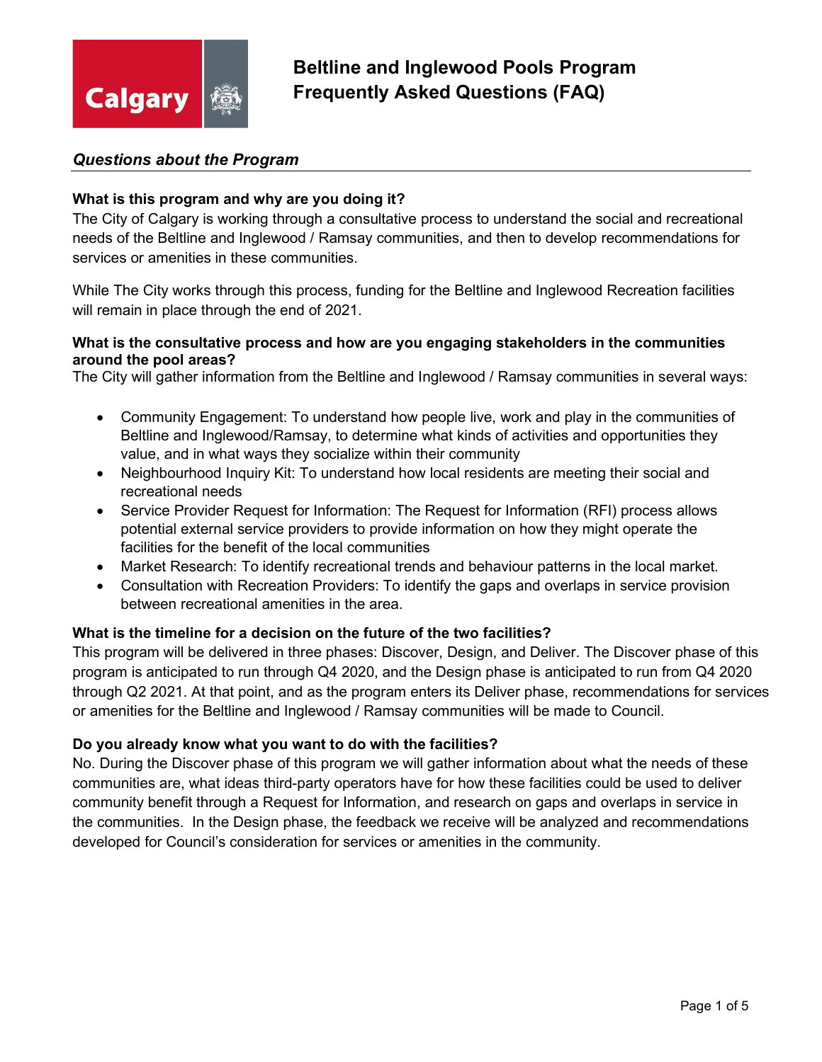# Beltline and Inglewood Pools Program Frequently Asked Questions (FAQ)

## *Questions about the Program*

**What is this program and why are you doing it?**

The City of Calgary is working through a consultative process to understand the social and recreational needs of the Beltline and Inglewood / Ramsay communities, and then to develop recommendations for services or amenities in these communities.

While The City works through this process, funding for the Beltline and Inglewood Recreation facilities will remain in place through the end of 2021.

**What is the consultative process and how are you engaging stakeholders in the communities around the pool areas?**

The City will gather information from the Beltline and Inglewood / Ramsay communities in several ways:

- Community Engagement: To understand how people live, work and play in the communities of Beltline and Inglewood/Ramsay, to determine what kinds of activities and opportunities they value, and in what ways they socialize within their community
- Neighbourhood Inquiry Kit: To understand how local residents are meeting their social and recreational needs
- Service Provider Request for Information: The Request for Information (RFI) process allows potential external service providers to provide information on how they might operate the facilities for the benefit of the local communities
- Market Research: To identify recreational trends and behaviour patterns in the local market.
- Consultation with Recreation Providers: To identify the gaps and overlaps in service provision between recreational amenities in the area.

**What is the timeline for a decision on the future of the two facilities?**

This program will be delivered in three phases: Discover, Design, and Deliver. The Discover phase of this program is anticipated to run through Q4 2020, and the Design phase is anticipated to run from Q4 2020 through Q2 2021. At that point, and as the program enters its Deliver phase, recommendations for services or amenities for the Beltline and Inglewood / Ramsay communities will be made to Council.

**Do you already know what you want to do with the facilities?**

No. During the Discover phase of this program we will gather information about what the needs of these communities are, what ideas third-party operators have for how these facilities could be used to deliver community benefit through a Request for Information, and research on gaps and overlaps in service in the communities. In the Design phase, the feedback we receive will be analyzed and recommendations developed for Council's consideration for services or amenities in the community.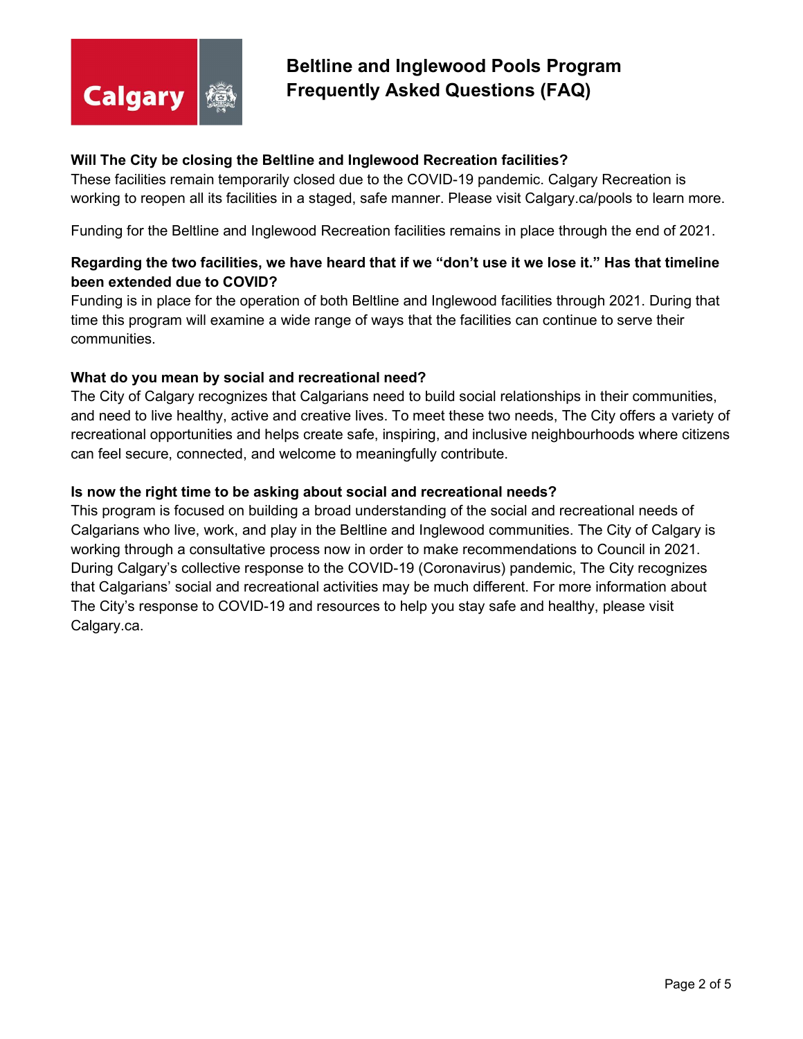# Beltline and Inglewood Pools Program Frequently Asked Questions (FAQ)

**Will The City be closing the Beltline and Inglewood Recreation facilities?**

These facilities remain temporarily closed due to the COVID-19 pandemic. Calgary Recreation is working to reopen all its facilities in a staged, safe manner. Please visit Calgary.ca/pools to learn more.

Funding for the Beltline and Inglewood Recreation facilities remains in place through the end of 2021.

**Regarding the two facilities, we have heard that if we "don't use it we lose it." Has that timeline been extended due to COVID?**

Funding is in place for the operation of both Beltline and Inglewood facilities through 2021. During that time this program will examine a wide range of ways that the facilities can continue to serve their communities.

**What do you mean by social and recreational need?**

The City of Calgary recognizes that Calgarians need to build social relationships in their communities, and need to live healthy, active and creative lives. To meet these two needs, The City offers a variety of recreational opportunities and helps create safe, inspiring, and inclusive neighbourhoods where citizens can feel secure, connected, and welcome to meaningfully contribute.

**Is now the right time to be asking about social and recreational needs?**

This program is focused on building a broad understanding of the social and recreational needs of Calgarians who live, work, and play in the Beltline and Inglewood communities. The City of Calgary is working through a consultative process now in order to make recommendations to Council in 2021. During Calgary's collective response to the COVID-19 (Coronavirus) pandemic, The City recognizes that Calgarians' social and recreational activities may be much different. For more information about The City's response to COVID-19 and resources to help you stay safe and healthy, please visit Calgary.ca.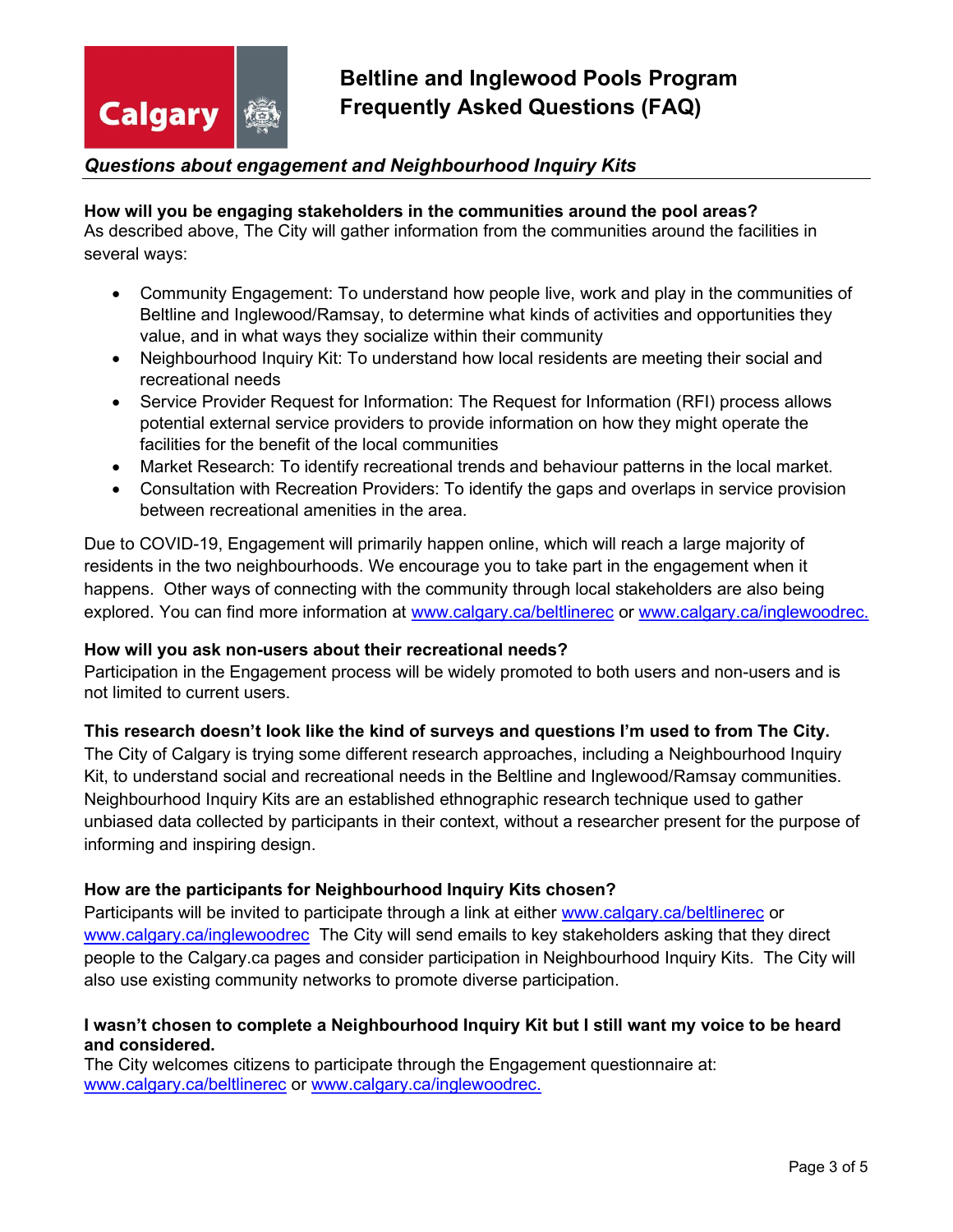# Beltline and Inglewood Pools Program Frequently Asked Questions (FAQ)

## *Questions about engagement and Neighbourhood Inquiry Kits*

**How will you be engaging stakeholders in the communities around the pool areas?**
As described above, The City will gather information from the communities around the facilities in several ways:

- Community Engagement: To understand how people live, work and play in the communities of Beltline and Inglewood/Ramsay, to determine what kinds of activities and opportunities they value, and in what ways they socialize within their community
- Neighbourhood Inquiry Kit: To understand how local residents are meeting their social and recreational needs
- Service Provider Request for Information: The Request for Information (RFI) process allows potential external service providers to provide information on how they might operate the facilities for the benefit of the local communities
- Market Research: To identify recreational trends and behaviour patterns in the local market.
- Consultation with Recreation Providers: To identify the gaps and overlaps in service provision between recreational amenities in the area.

Due to COVID-19, Engagement will primarily happen online, which will reach a large majority of residents in the two neighbourhoods. We encourage you to take part in the engagement when it happens. Other ways of connecting with the community through local stakeholders are also being explored. You can find more information at www.calgary.ca/beltlinerec or www.calgary.ca/inglewoodrec.

**How will you ask non-users about their recreational needs?**
Participation in the Engagement process will be widely promoted to both users and non-users and is not limited to current users.

**This research doesn't look like the kind of surveys and questions I'm used to from The City.**
The City of Calgary is trying some different research approaches, including a Neighbourhood Inquiry Kit, to understand social and recreational needs in the Beltline and Inglewood/Ramsay communities. Neighbourhood Inquiry Kits are an established ethnographic research technique used to gather unbiased data collected by participants in their context, without a researcher present for the purpose of informing and inspiring design.

**How are the participants for Neighbourhood Inquiry Kits chosen?**
Participants will be invited to participate through a link at either www.calgary.ca/beltlinerec or www.calgary.ca/inglewoodrec The City will send emails to key stakeholders asking that they direct people to the Calgary.ca pages and consider participation in Neighbourhood Inquiry Kits. The City will also use existing community networks to promote diverse participation.

**I wasn't chosen to complete a Neighbourhood Inquiry Kit but I still want my voice to be heard and considered.**
The City welcomes citizens to participate through the Engagement questionnaire at: www.calgary.ca/beltlinerec or www.calgary.ca/inglewoodrec.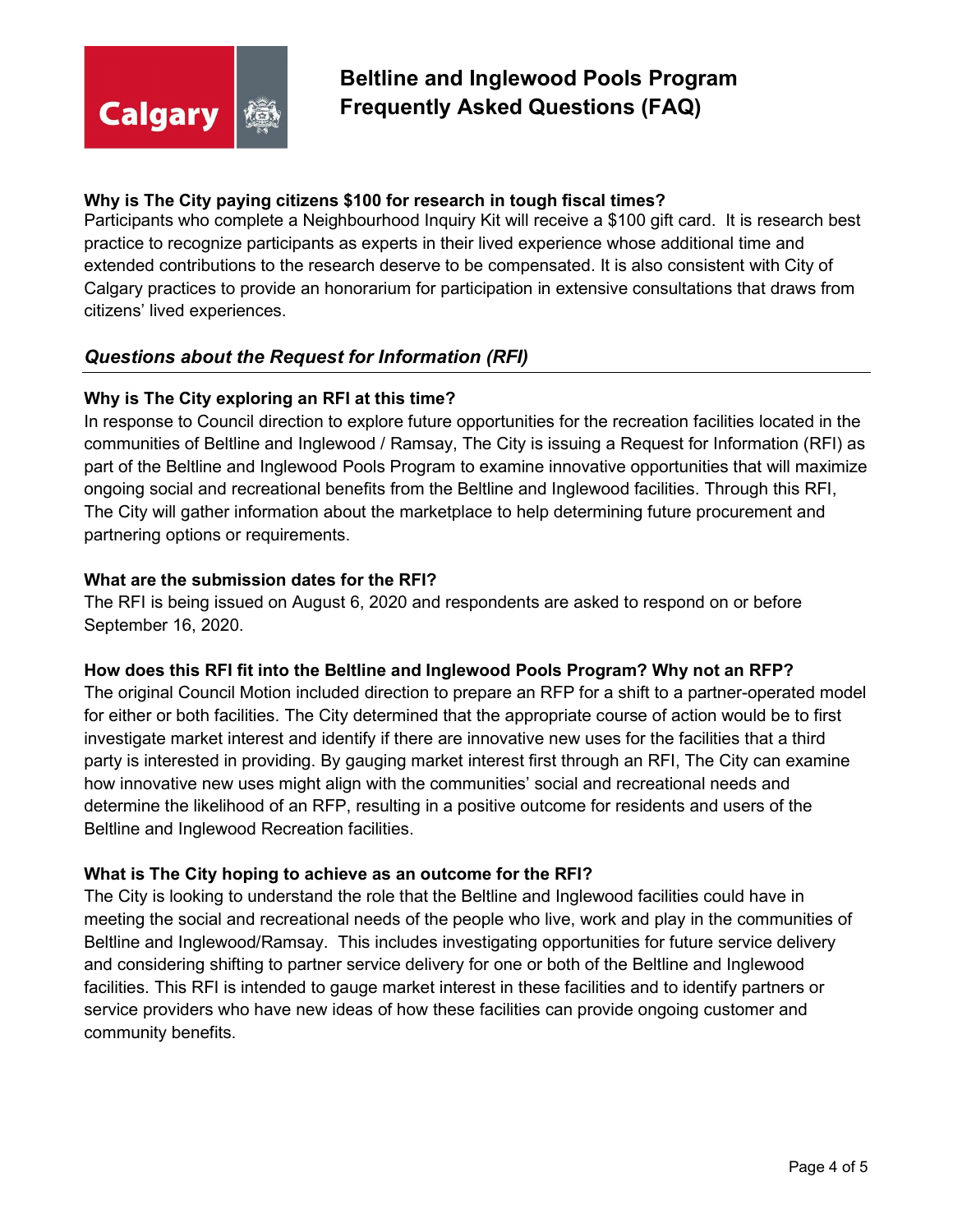**Why is The City paying citizens $100 for research in tough fiscal times?**
Participants who complete a Neighbourhood Inquiry Kit will receive a $100 gift card. It is research best practice to recognize participants as experts in their lived experience whose additional time and extended contributions to the research deserve to be compensated. It is also consistent with City of Calgary practices to provide an honorarium for participation in extensive consultations that draws from citizens' lived experiences.

## *Questions about the Request for Information (RFI)*

**Why is The City exploring an RFI at this time?**
In response to Council direction to explore future opportunities for the recreation facilities located in the communities of Beltline and Inglewood / Ramsay, The City is issuing a Request for Information (RFI) as part of the Beltline and Inglewood Pools Program to examine innovative opportunities that will maximize ongoing social and recreational benefits from the Beltline and Inglewood facilities. Through this RFI, The City will gather information about the marketplace to help determining future procurement and partnering options or requirements.

**What are the submission dates for the RFI?**
The RFI is being issued on August 6, 2020 and respondents are asked to respond on or before September 16, 2020.

**How does this RFI fit into the Beltline and Inglewood Pools Program? Why not an RFP?**
The original Council Motion included direction to prepare an RFP for a shift to a partner-operated model for either or both facilities. The City determined that the appropriate course of action would be to first investigate market interest and identify if there are innovative new uses for the facilities that a third party is interested in providing. By gauging market interest first through an RFI, The City can examine how innovative new uses might align with the communities' social and recreational needs and determine the likelihood of an RFP, resulting in a positive outcome for residents and users of the Beltline and Inglewood Recreation facilities.

**What is The City hoping to achieve as an outcome for the RFI?**
The City is looking to understand the role that the Beltline and Inglewood facilities could have in meeting the social and recreational needs of the people who live, work and play in the communities of Beltline and Inglewood/Ramsay. This includes investigating opportunities for future service delivery and considering shifting to partner service delivery for one or both of the Beltline and Inglewood facilities. This RFI is intended to gauge market interest in these facilities and to identify partners or service providers who have new ideas of how these facilities can provide ongoing customer and community benefits.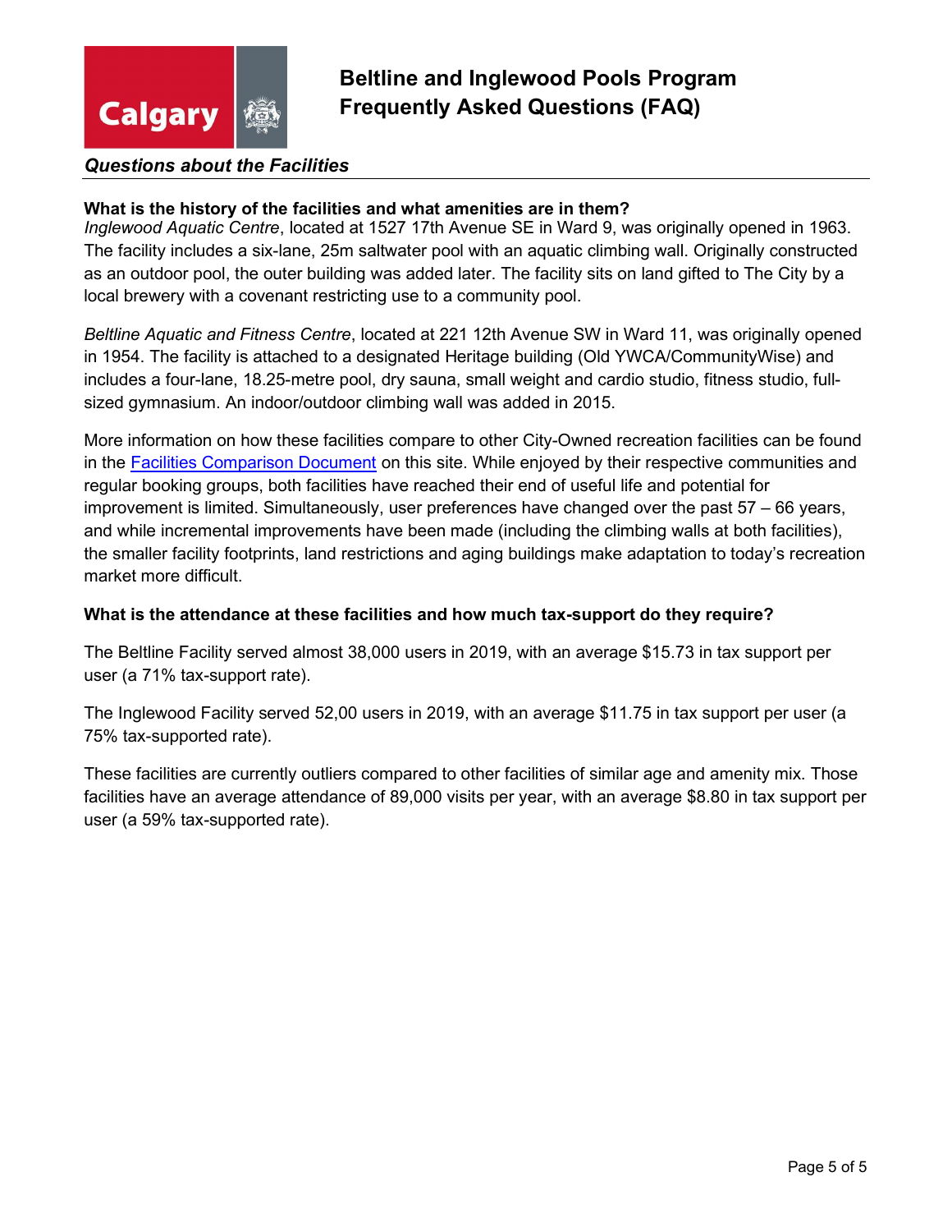# Beltline and Inglewood Pools Program Frequently Asked Questions (FAQ)

***Questions about the Facilities***

**What is the history of the facilities and what amenities are in them?**

*Inglewood Aquatic Centre*, located at 1527 17th Avenue SE in Ward 9, was originally opened in 1963. The facility includes a six-lane, 25m saltwater pool with an aquatic climbing wall. Originally constructed as an outdoor pool, the outer building was added later. The facility sits on land gifted to The City by a local brewery with a covenant restricting use to a community pool.

*Beltline Aquatic and Fitness Centre*, located at 221 12th Avenue SW in Ward 11, was originally opened in 1954. The facility is attached to a designated Heritage building (Old YWCA/CommunityWise) and includes a four-lane, 18.25-metre pool, dry sauna, small weight and cardio studio, fitness studio, full-sized gymnasium. An indoor/outdoor climbing wall was added in 2015.

More information on how these facilities compare to other City-Owned recreation facilities can be found in the Facilities Comparison Document on this site. While enjoyed by their respective communities and regular booking groups, both facilities have reached their end of useful life and potential for improvement is limited. Simultaneously, user preferences have changed over the past 57 – 66 years, and while incremental improvements have been made (including the climbing walls at both facilities), the smaller facility footprints, land restrictions and aging buildings make adaptation to today's recreation market more difficult.

**What is the attendance at these facilities and how much tax-support do they require?**

The Beltline Facility served almost 38,000 users in 2019, with an average $15.73 in tax support per user (a 71% tax-support rate).

The Inglewood Facility served 52,00 users in 2019, with an average $11.75 in tax support per user (a 75% tax-supported rate).

These facilities are currently outliers compared to other facilities of similar age and amenity mix. Those facilities have an average attendance of 89,000 visits per year, with an average $8.80 in tax support per user (a 59% tax-supported rate).